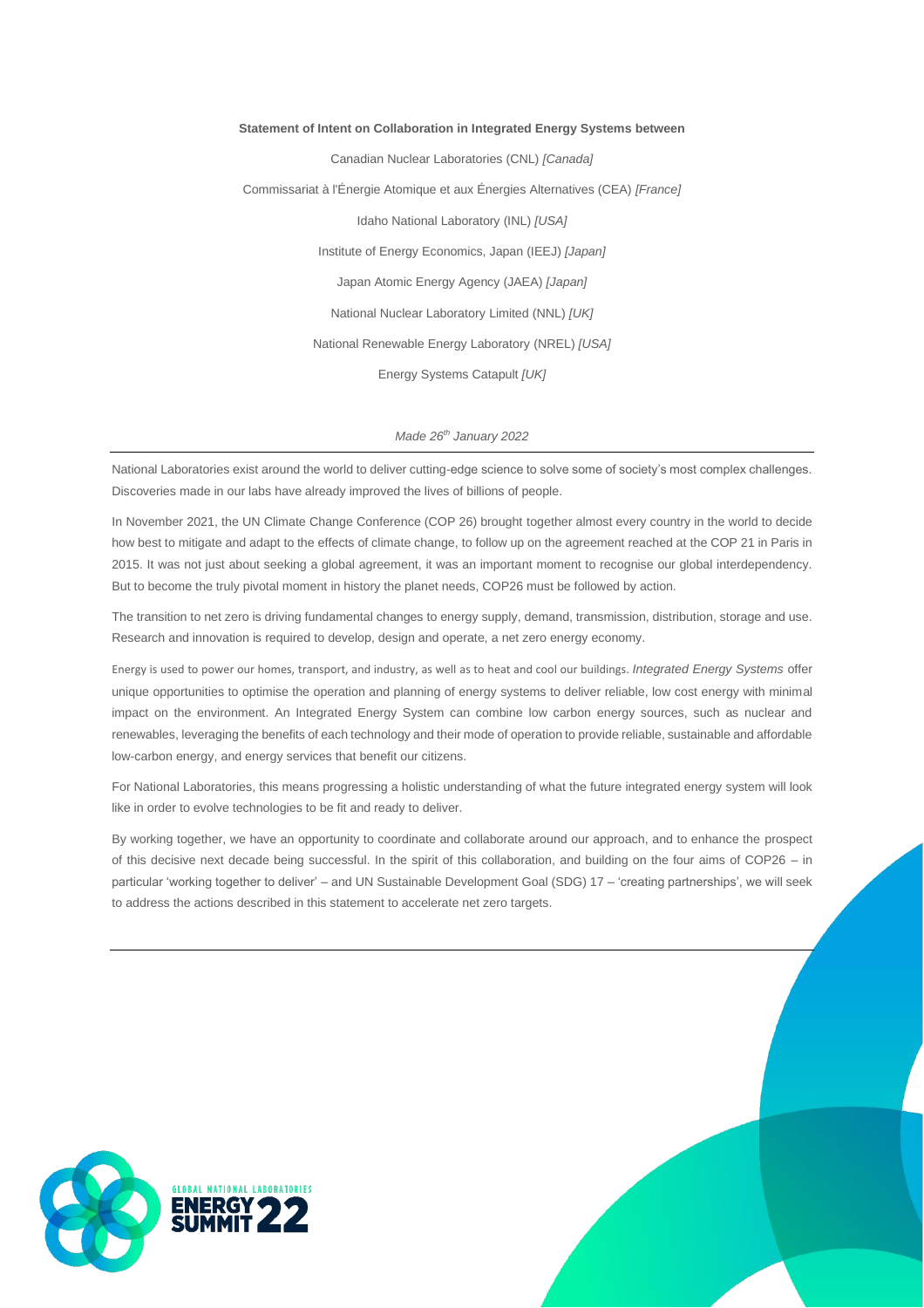**Statement of Intent on Collaboration in Integrated Energy Systems between**

Canadian Nuclear Laboratories (CNL) *[Canada]*

Commissariat à l'Énergie Atomique et aux Énergies Alternatives (CEA) *[France]*

Idaho National Laboratory (INL) *[USA]*

Institute of Energy Economics, Japan (IEEJ) *[Japan]*

Japan Atomic Energy Agency (JAEA) *[Japan]*

National Nuclear Laboratory Limited (NNL) *[UK]*

National Renewable Energy Laboratory (NREL) *[USA]*

Energy Systems Catapult *[UK]*

*Made 26th January 2022*

---

National Laboratories exist around the world to deliver cutting-edge science to solve some of society's most complex challenges. Discoveries made in our labs have already improved the lives of billions of people.

In November 2021, the UN Climate Change Conference (COP 26) brought together almost every country in the world to decide how best to mitigate and adapt to the effects of climate change, to follow up on the agreement reached at the COP 21 in Paris in 2015. It was not just about seeking a global agreement, it was an important moment to recognise our global interdependency. But to become the truly pivotal moment in history the planet needs, COP26 must be followed by action.

The transition to net zero is driving fundamental changes to energy supply, demand, transmission, distribution, storage and use. Research and innovation is required to develop, design and operate, a net zero energy economy.

Energy is used to power our homes, transport, and industry, as well as to heat and cool our buildings. *Integrated Energy Systems* offer unique opportunities to optimise the operation and planning of energy systems to deliver reliable, low cost energy with minimal impact on the environment. An Integrated Energy System can combine low carbon energy sources, such as nuclear and renewables, leveraging the benefits of each technology and their mode of operation to provide reliable, sustainable and affordable low-carbon energy, and energy services that benefit our citizens.

For National Laboratories, this means progressing a holistic understanding of what the future integrated energy system will look like in order to evolve technologies to be fit and ready to deliver.

By working together, we have an opportunity to coordinate and collaborate around our approach, and to enhance the prospect of this decisive next decade being successful. In the spirit of this collaboration, and building on the four aims of COP26 – in particular 'working together to deliver' – and UN Sustainable Development Goal (SDG) 17 – 'creating partnerships', we will seek to address the actions described in this statement to accelerate net zero targets.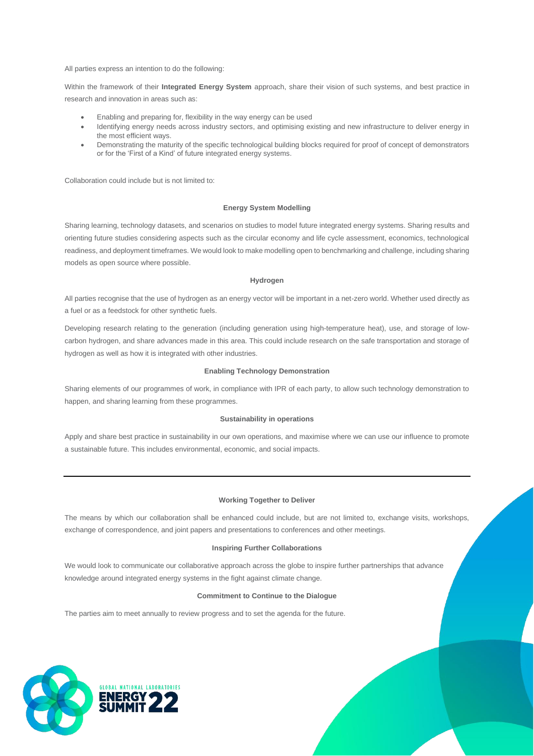All parties express an intention to do the following:

Within the framework of their **Integrated Energy System** approach, share their vision of such systems, and best practice in research and innovation in areas such as:

- Enabling and preparing for, flexibility in the way energy can be used
- Identifying energy needs across industry sectors, and optimising existing and new infrastructure to deliver energy in the most efficient ways.
- Demonstrating the maturity of the specific technological building blocks required for proof of concept of demonstrators or for the 'First of a Kind' of future integrated energy systems.

Collaboration could include but is not limited to:

**Energy System Modelling**

Sharing learning, technology datasets, and scenarios on studies to model future integrated energy systems. Sharing results and orienting future studies considering aspects such as the circular economy and life cycle assessment, economics, technological readiness, and deployment timeframes. We would look to make modelling open to benchmarking and challenge, including sharing models as open source where possible.

**Hydrogen**

All parties recognise that the use of hydrogen as an energy vector will be important in a net-zero world. Whether used directly as a fuel or as a feedstock for other synthetic fuels.

Developing research relating to the generation (including generation using high-temperature heat), use, and storage of low-carbon hydrogen, and share advances made in this area. This could include research on the safe transportation and storage of hydrogen as well as how it is integrated with other industries.

**Enabling Technology Demonstration**

Sharing elements of our programmes of work, in compliance with IPR of each party, to allow such technology demonstration to happen, and sharing learning from these programmes.

**Sustainability in operations**

Apply and share best practice in sustainability in our own operations, and maximise where we can use our influence to promote a sustainable future. This includes environmental, economic, and social impacts.

---

**Working Together to Deliver**

The means by which our collaboration shall be enhanced could include, but are not limited to, exchange visits, workshops, exchange of correspondence, and joint papers and presentations to conferences and other meetings.

**Inspiring Further Collaborations**

We would look to communicate our collaborative approach across the globe to inspire further partnerships that advance knowledge around integrated energy systems in the fight against climate change.

**Commitment to Continue to the Dialogue**

The parties aim to meet annually to review progress and to set the agenda for the future.

GLOBAL NATIONAL LABORATORIES ENERGY SUMMIT 22